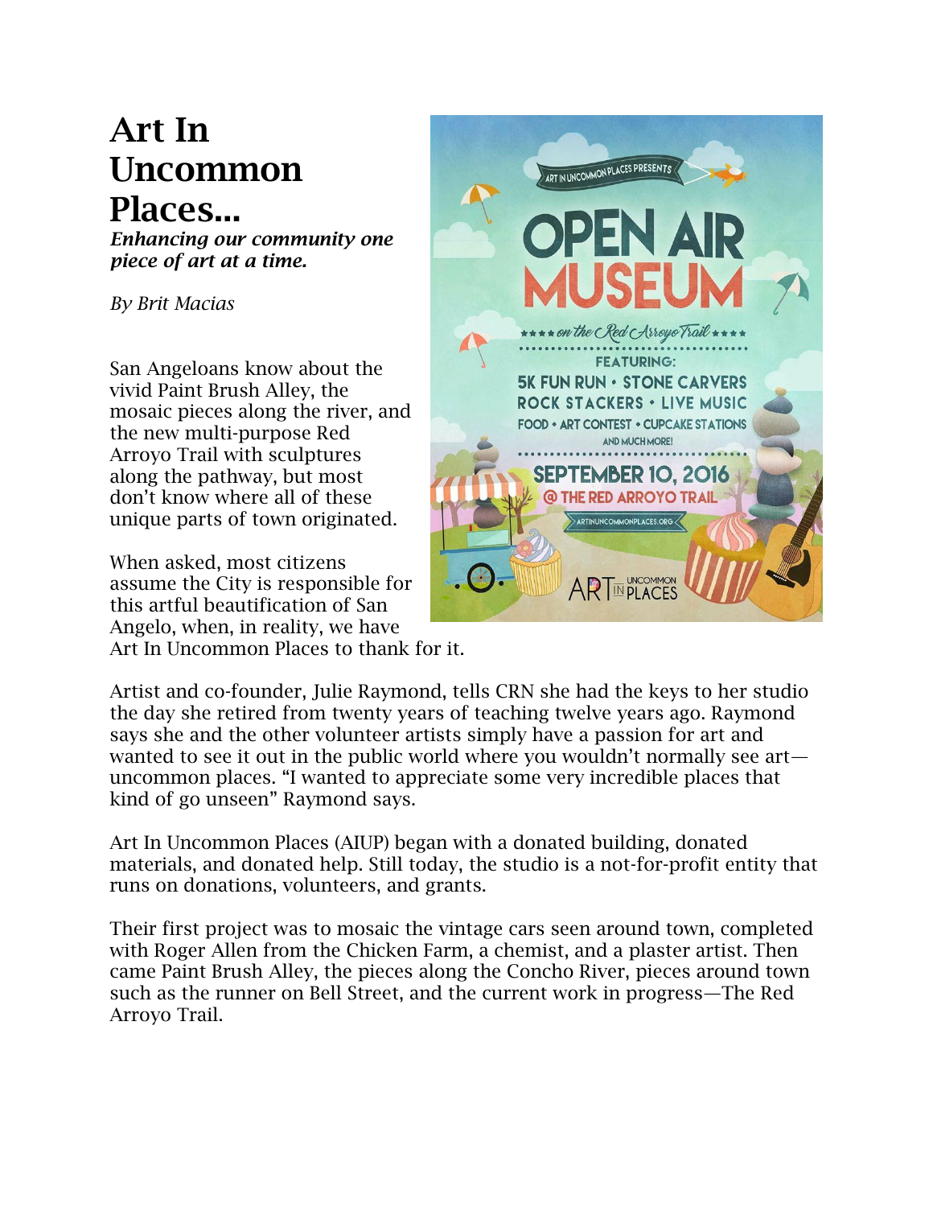# Art In Uncommon Places...

***Enhancing our community one piece of art at a time.***

*By Brit Macias*

San Angeloans know about the vivid Paint Brush Alley, the mosaic pieces along the river, and the new multi-purpose Red Arroyo Trail with sculptures along the pathway, but most don't know where all of these unique parts of town originated.

When asked, most citizens assume the City is responsible for this artful beautification of San Angelo, when, in reality, we have Art In Uncommon Places to thank for it.

Artist and co-founder, Julie Raymond, tells CRN she had the keys to her studio the day she retired from twenty years of teaching twelve years ago. Raymond says she and the other volunteer artists simply have a passion for art and wanted to see it out in the public world where you wouldn't normally see art—uncommon places. "I wanted to appreciate some very incredible places that kind of go unseen" Raymond says.

Art In Uncommon Places (AIUP) began with a donated building, donated materials, and donated help. Still today, the studio is a not-for-profit entity that runs on donations, volunteers, and grants.

Their first project was to mosaic the vintage cars seen around town, completed with Roger Allen from the Chicken Farm, a chemist, and a plaster artist. Then came Paint Brush Alley, the pieces along the Concho River, pieces around town such as the runner on Bell Street, and the current work in progress—The Red Arroyo Trail.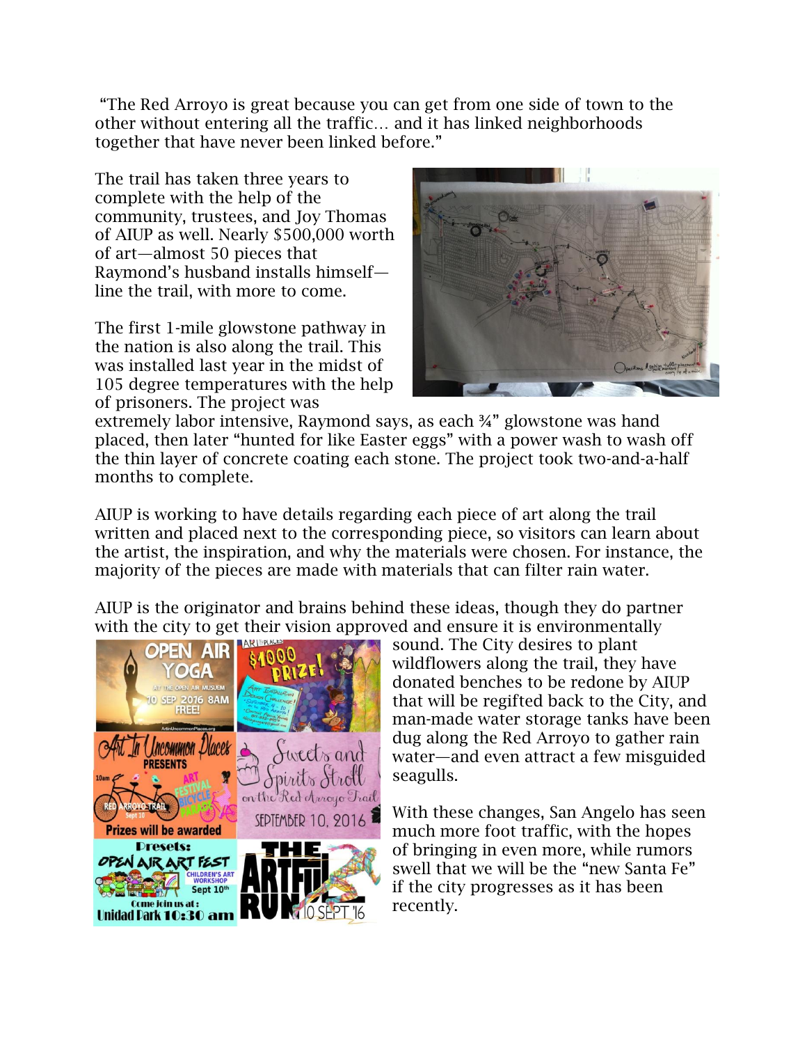"The Red Arroyo is great because you can get from one side of town to the other without entering all the traffic… and it has linked neighborhoods together that have never been linked before."

The trail has taken three years to complete with the help of the community, trustees, and Joy Thomas of AIUP as well. Nearly $500,000 worth of art—almost 50 pieces that Raymond's husband installs himself—line the trail, with more to come.

The first 1-mile glowstone pathway in the nation is also along the trail. This was installed last year in the midst of 105 degree temperatures with the help of prisoners. The project was extremely labor intensive, Raymond says, as each ¾" glowstone was hand placed, then later "hunted for like Easter eggs" with a power wash to wash off the thin layer of concrete coating each stone. The project took two-and-a-half months to complete.

AIUP is working to have details regarding each piece of art along the trail written and placed next to the corresponding piece, so visitors can learn about the artist, the inspiration, and why the materials were chosen. For instance, the majority of the pieces are made with materials that can filter rain water.

AIUP is the originator and brains behind these ideas, though they do partner with the city to get their vision approved and ensure it is environmentally sound. The City desires to plant wildflowers along the trail, they have donated benches to be redone by AIUP that will be regifted back to the City, and man-made water storage tanks have been dug along the Red Arroyo to gather rain water—and even attract a few misguided seagulls.

With these changes, San Angelo has seen much more foot traffic, with the hopes of bringing in even more, while rumors swell that we will be the "new Santa Fe" if the city progresses as it has been recently.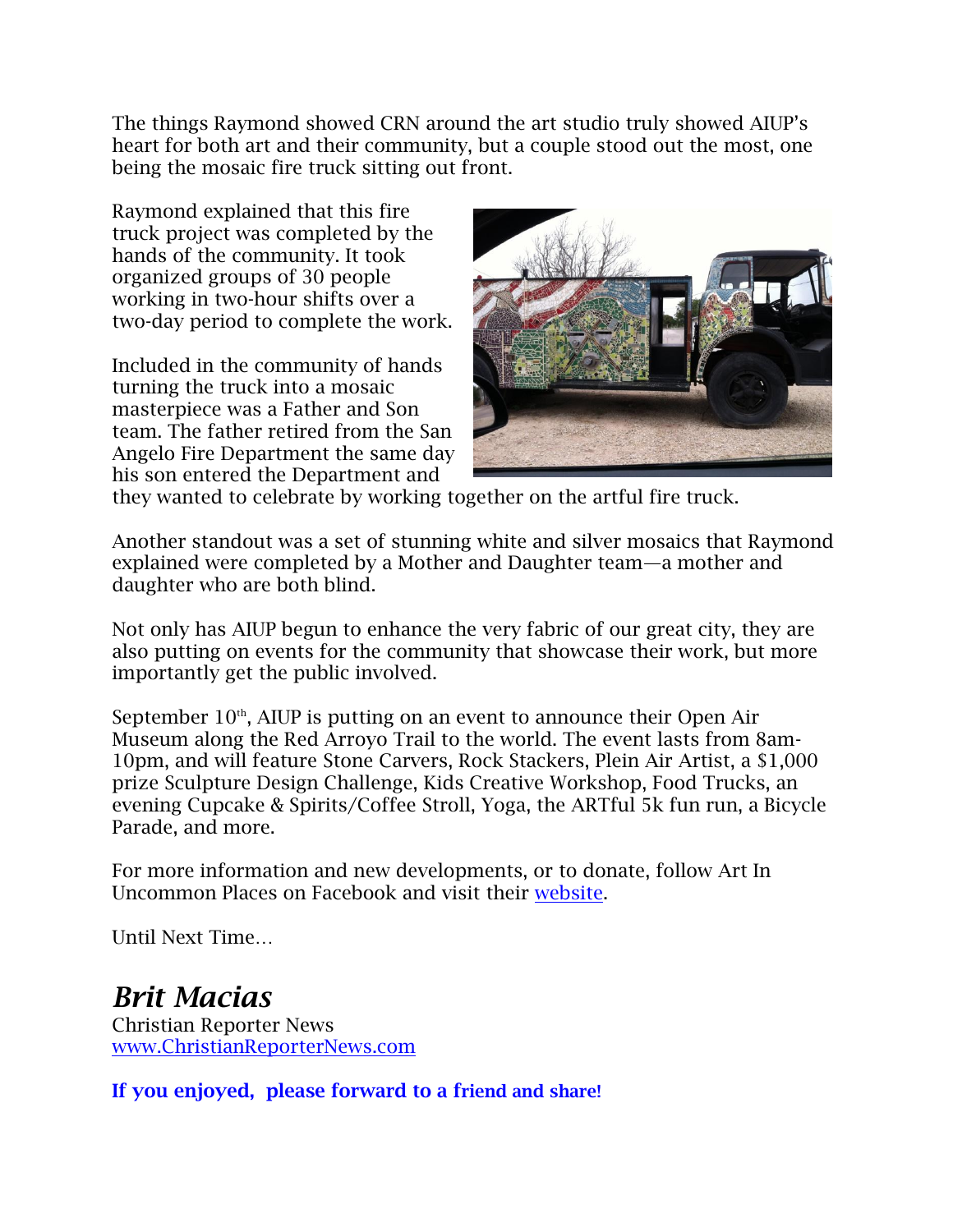The things Raymond showed CRN around the art studio truly showed AIUP's heart for both art and their community, but a couple stood out the most, one being the mosaic fire truck sitting out front.

Raymond explained that this fire truck project was completed by the hands of the community. It took organized groups of 30 people working in two-hour shifts over a two-day period to complete the work.

Included in the community of hands turning the truck into a mosaic masterpiece was a Father and Son team. The father retired from the San Angelo Fire Department the same day his son entered the Department and they wanted to celebrate by working together on the artful fire truck.

Another standout was a set of stunning white and silver mosaics that Raymond explained were completed by a Mother and Daughter team—a mother and daughter who are both blind.

Not only has AIUP begun to enhance the very fabric of our great city, they are also putting on events for the community that showcase their work, but more importantly get the public involved.

September 10th, AIUP is putting on an event to announce their Open Air Museum along the Red Arroyo Trail to the world. The event lasts from 8am-10pm, and will feature Stone Carvers, Rock Stackers, Plein Air Artist, a $1,000 prize Sculpture Design Challenge, Kids Creative Workshop, Food Trucks, an evening Cupcake & Spirits/Coffee Stroll, Yoga, the ARTful 5k fun run, a Bicycle Parade, and more.

For more information and new developments, or to donate, follow Art In Uncommon Places on Facebook and visit their website.

Until Next Time…

***Brit Macias***
Christian Reporter News
www.ChristianReporterNews.com

**If you enjoyed, please forward to a friend and share!**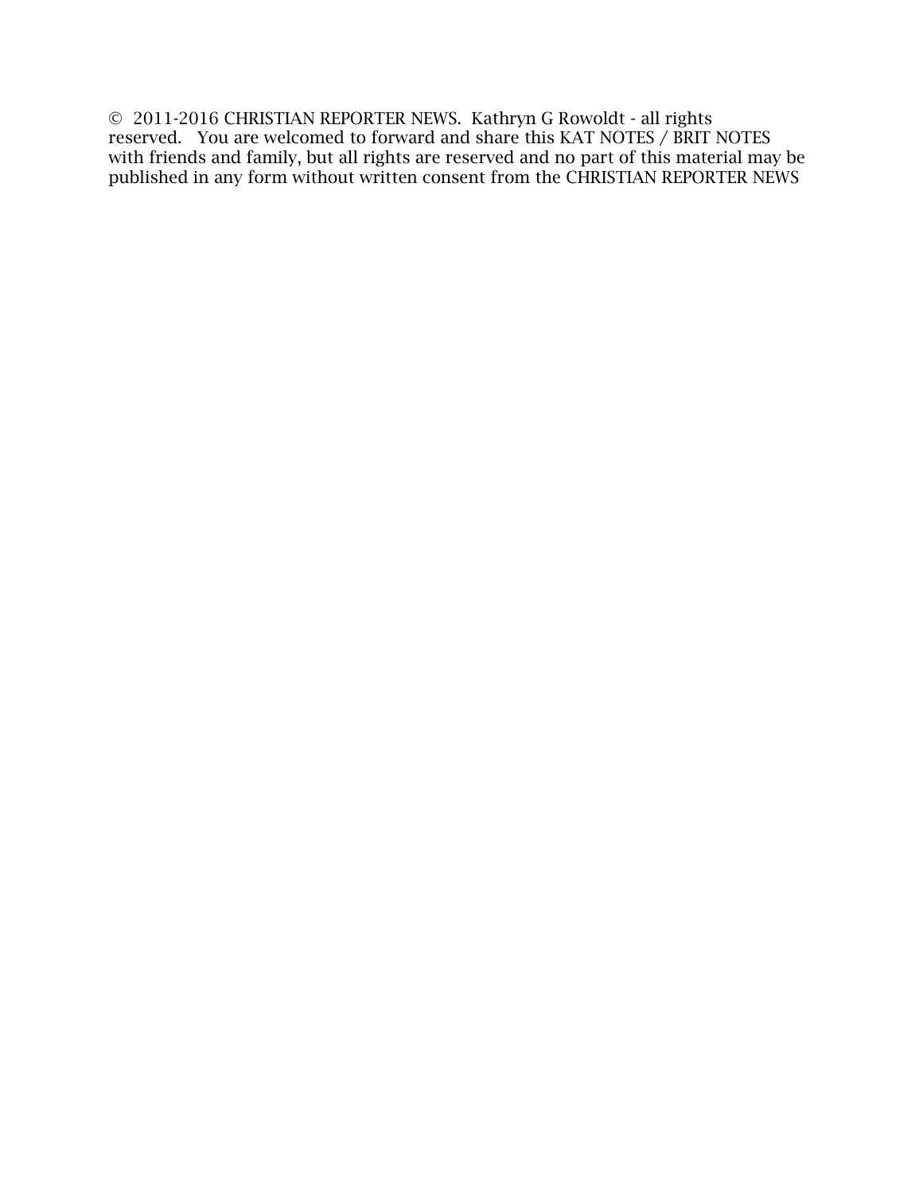© 2011-2016 CHRISTIAN REPORTER NEWS. Kathryn G Rowoldt - all rights reserved. You are welcomed to forward and share this KAT NOTES / BRIT NOTES with friends and family, but all rights are reserved and no part of this material may be published in any form without written consent from the CHRISTIAN REPORTER NEWS